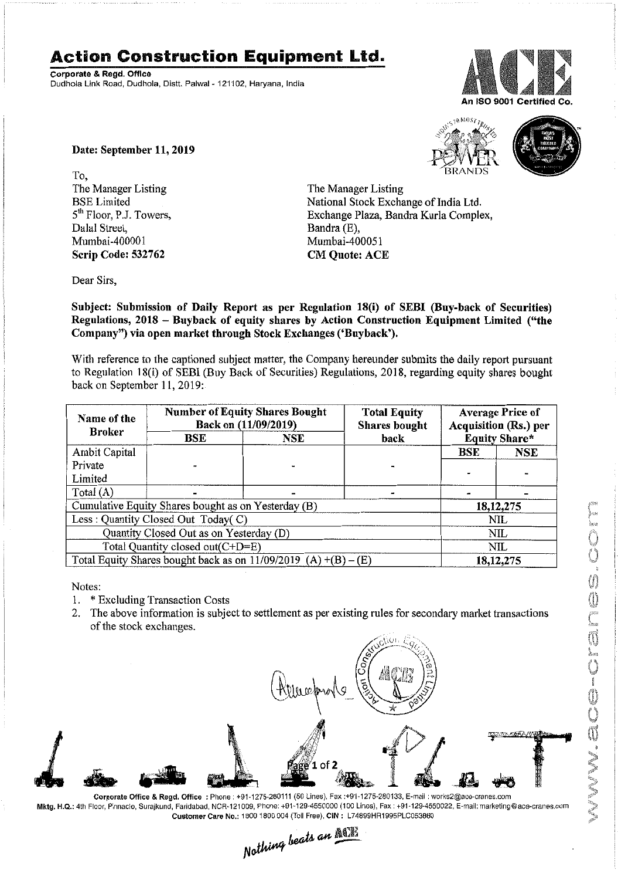# Action Construction Equipment Ltd.

**Corporate & Regd. Office**
Dudhola Link Road, Dudhola, Distt. Palwal - 121102, Haryana, India

An ISO 9001 Certified Co.

**Date: September 11, 2019**

To,
The Manager Listing
BSE Limited
5th Floor, P.J. Towers,
Dalal Street,
Mumbai-400001
**Scrip Code: 532762**

The Manager Listing
National Stock Exchange of India Ltd.
Exchange Plaza, Bandra Kurla Complex,
Bandra (E),
Mumbai-400051
**CM Quote: ACE**

Dear Sirs,

**Subject: Submission of Daily Report as per Regulation 18(i) of SEBI (Buy-back of Securities) Regulations, 2018 – Buyback of equity shares by Action Construction Equipment Limited ("the Company") via open market through Stock Exchanges ('Buyback').**

With reference to the captioned subject matter, the Company hereunder submits the daily report pursuant to Regulation 18(i) of SEBI (Buy Back of Securities) Regulations, 2018, regarding equity shares bought back on September 11, 2019:

| Name of the Broker | Number of Equity Shares Bought Back on (11/09/2019) | | Total Equity Shares bought back | Average Price of Acquisition (Rs.) per Equity Share* | |
|---|---|---|---|---|---|
| | BSE | NSE | | BSE | NSE |
| Ambit Capital Private Limited | - | - | - | - | - |
| Total (A) | - | - | - | - | - |
| Cumulative Equity Shares bought as on Yesterday (B) | | | | 18,12,275 | |
| Less : Quantity Closed Out Today( C) | | | | NIL | |
| Quantity Closed Out as on Yesterday (D) | | | | NIL | |
| Total Quantity closed out(C+D=E) | | | | NIL | |
| Total Equity Shares bought back as on 11/09/2019 (A) +(B) – (E) | | | | 18,12,275 | |

Notes:

1. * Excluding Transaction Costs
2. The above information is subject to settlement as per existing rules for secondary market transactions of the stock exchanges.

Corporate Office & Regd. Office : Phone : +91-1275-280111 (50 Lines), Fax :+91-1275-280133, E-mail : works2@ace-cranes.com
Mktg. H.Q.: 4th Floor, Pinnacle, Surajkund, Faridabad, NCR-121009, Phone: +91-129-4550000 (100 Lines), Fax : +91-129-4550022, E-mail: marketing@ace-cranes.com
Customer Care No.: 1800 1800 004 (Toll Free), CIN : L74899HR1995PLC053860

*Nothing beats an ACE*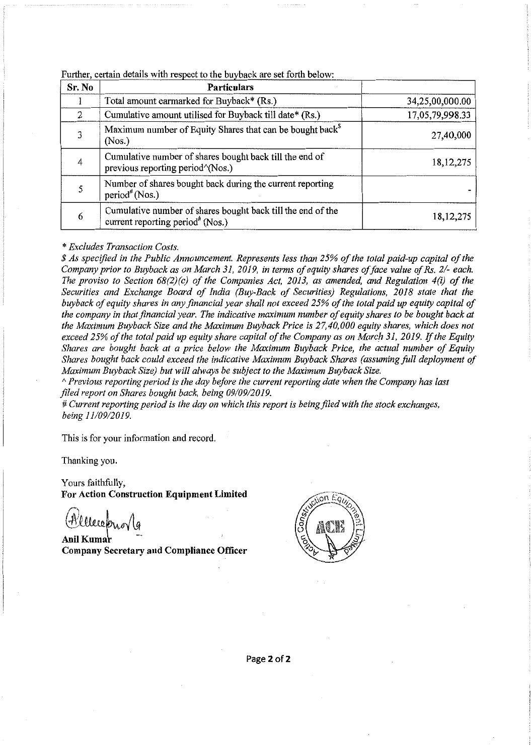Further, certain details with respect to the buyback are set forth below:

| Sr. No | Particulars | |
|---|---|---|
| 1 | Total amount earmarked for Buyback* (Rs.) | 34,25,00,000.00 |
| 2 | Cumulative amount utilised for Buyback till date* (Rs.) | 17,05,79,998.33 |
| 3 | Maximum number of Equity Shares that can be bought back$ (Nos.) | 27,40,000 |
| 4 | Cumulative number of shares bought back till the end of previous reporting period^(Nos.) | 18,12,275 |
| 5 | Number of shares bought back during the current reporting period# (Nos.) | - |
| 6 | Cumulative number of shares bought back till the end of the current reporting period# (Nos.) | 18,12,275 |

*\* Excludes Transaction Costs.*

*$ As specified in the Public Announcement. Represents less than 25% of the total paid-up capital of the Company prior to Buyback as on March 31, 2019, in terms of equity shares of face value of Rs. 2/- each. The proviso to Section 68(2)(c) of the Companies Act, 2013, as amended, and Regulation 4(i) of the Securities and Exchange Board of India (Buy-Back of Securities) Regulations, 2018 state that the buyback of equity shares in any financial year shall not exceed 25% of the total paid up equity capital of the company in that financial year. The indicative maximum number of equity shares to be bought back at the Maximum Buyback Size and the Maximum Buyback Price is 27,40,000 equity shares, which does not exceed 25% of the total paid up equity share capital of the Company as on March 31, 2019. If the Equity Shares are bought back at a price below the Maximum Buyback Price, the actual number of Equity Shares bought back could exceed the indicative Maximum Buyback Shares (assuming full deployment of Maximum Buyback Size) but will always be subject to the Maximum Buyback Size.*

*^ Previous reporting period is the day before the current reporting date when the Company has last filed report on Shares bought back, being 09/09/2019.*

*# Current reporting period is the day on which this report is being filed with the stock exchanges, being 11/09/2019.*

This is for your information and record.

Thanking you.

Yours faithfully,
**For Action Construction Equipment Limited**

**Anil Kumar**
**Company Secretary and Compliance Officer**